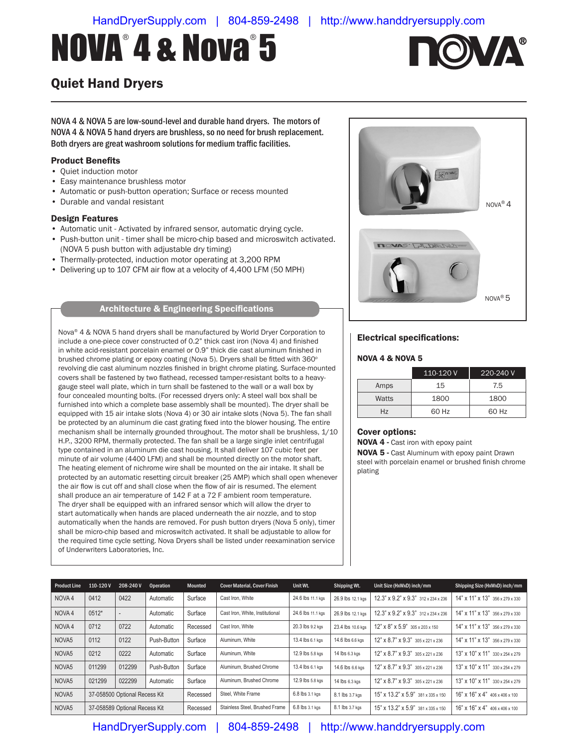# NOVA® 4 & Nova® 5

## Quiet Hand Dryers

NOVA 4 & NOVA 5 are low-sound-level and durable hand dryers. The motors of NOVA 4 & NOVA 5 hand dryers are brushless, so no need for brush replacement. Both dryers are great washroom solutions for medium traffic facilities.

### Product Benefits

- Quiet induction motor
- Easy maintenance brushless motor
- Automatic or push-button operation; Surface or recess mounted
- Durable and vandal resistant

### Design Features

- Automatic unit - Activated by infrared sensor, automatic drying cycle.
- Push-button unit - timer shall be micro-chip based and microswitch activated. (NOVA 5 push button with adjustable dry timing)
- Thermally-protected, induction motor operating at 3,200 RPM
- Delivering up to 107 CFM air flow at a velocity of 4,400 LFM (50 MPH)

NOVA® 4

NOVA® 5

### Architecture & Engineering Specifications

Nova® 4 & NOVA 5 hand dryers shall be manufactured by World Dryer Corporation to include a one-piece cover constructed of 0.2" thick cast iron (Nova 4) and finished in white acid-resistant porcelain enamel or 0.9" thick die cast aluminum finished in brushed chrome plating or epoxy coating (Nova 5). Dryers shall be fitted with 360° revolving die cast aluminum nozzles finished in bright chrome plating. Surface-mounted covers shall be fastened by two flathead, recessed tamper-resistant bolts to a heavy-gauge steel wall plate, which in turn shall be fastened to the wall or a wall box by four concealed mounting bolts. (For recessed dryers only: A steel wall box shall be furnished into which a complete base assembly shall be mounted). The dryer shall be equipped with 15 air intake slots (Nova 4) or 30 air intake slots (Nova 5). The fan shall be protected by an aluminum die cast grating fixed into the blower housing. The entire mechanism shall be internally grounded throughout. The motor shall be brushless, 1/10 H.P., 3200 RPM, thermally protected. The fan shall be a large single inlet centrifugal type contained in an aluminum die cast housing. It shall deliver 107 cubic feet per minute of air volume (4400 LFM) and shall be mounted directly on the motor shaft. The heating element of nichrome wire shall be mounted on the air intake. It shall be protected by an automatic resetting circuit breaker (25 AMP) which shall open whenever the air flow is cut off and shall close when the flow of air is resumed. The element shall produce an air temperature of 142 F at a 72 F ambient room temperature. The dryer shall be equipped with an infrared sensor which will allow the dryer to start automatically when hands are placed underneath the air nozzle, and to stop automatically when the hands are removed. For push button dryers (Nova 5 only), timer shall be micro-chip based and microswitch activated. It shall be adjustable to allow for the required time cycle setting. Nova Dryers shall be listed under reexamination service of Underwriters Laboratories, Inc.

### Electrical specifications:

**NOVA 4 & NOVA 5**

| | 110-120 V | 220-240 V |
|---|---|---|
| Amps | 15 | 7.5 |
| Watts | 1800 | 1800 |
| Hz | 60 Hz | 60 Hz |

### Cover options:

**NOVA 4 -** Cast iron with epoxy paint
**NOVA 5 -** Cast Aluminum with epoxy paint Drawn steel with porcelain enamel or brushed finish chrome plating

| Product Line | 110-120 V | 208-240 V | Operation | Mounted | Cover Material, Cover Finish | Unit Wt. | Shipping Wt. | Unit Size (HxWxD) inch/mm | Shipping Size (HxWxD) inch/mm |
|---|---|---|---|---|---|---|---|---|---|
| NOVA 4 | 0412 | 0422 | Automatic | Surface | Cast Iron, White | 24.6 lbs 11.1 kgs | 26.9 lbs 12.1 kgs | 12.3" x 9.2" x 9.3" 312 x 234 x 236 | 14" x 11" x 13" 356 x 279 x 330 |
| NOVA 4 | 0512* | - | Automatic | Surface | Cast Iron, White, Institutional | 24.6 lbs 11.1 kgs | 26.9 lbs 12.1 kgs | 12.3" x 9.2" x 9.3" 312 x 234 x 236 | 14" x 11" x 13" 356 x 279 x 330 |
| NOVA 4 | 0712 | 0722 | Automatic | Recessed | Cast Iron, White | 20.3 lbs 9.2 kgs | 23.4 lbs 10.6 kgs | 12" x 8" x 5.9" 305 x 203 x 150 | 14" x 11" x 13" 356 x 279 x 330 |
| NOVA5 | 0112 | 0122 | Push-Button | Surface | Aluminum, White | 13.4 lbs 6.1 kgs | 14.6 lbs 6.6 kgs | 12" x 8.7" x 9.3" 305 x 221 x 236 | 14" x 11" x 13" 356 x 279 x 330 |
| NOVA5 | 0212 | 0222 | Automatic | Surface | Aluminum, White | 12.9 lbs 5.8 kgs | 14 lbs 6.3 kgs | 12" x 8.7" x 9.3" 305 x 221 x 236 | 13" x 10" x 11" 330 x 254 x 279 |
| NOVA5 | 011299 | 012299 | Push-Button | Surface | Aluminum, Brushed Chrome | 13.4 lbs 6.1 kgs | 14.6 lbs 6.6 kgs | 12" x 8.7" x 9.3" 305 x 221 x 236 | 13" x 10" x 11" 330 x 254 x 279 |
| NOVA5 | 021299 | 022299 | Automatic | Surface | Aluminum, Brushed Chrome | 12.9 lbs 5.8 kgs | 14 lbs 6.3 kgs | 12" x 8.7" x 9.3" 305 x 221 x 236 | 13" x 10" x 11" 330 x 254 x 279 |
| NOVA5 | 37-058500 Optional Recess Kit | | | Recessed | Steel, White Frame | 6.8 lbs 3.1 kgs | 8.1 lbs 3.7 kgs | 15" x 13.2" x 5.9" 381 x 335 x 150 | 16" x 16" x 4" 406 x 406 x 100 |
| NOVA5 | 37-058589 Optional Recess Kit | | | Recessed | Stainless Steel, Brushed Frame | 6.8 lbs 3.1 kgs | 8.1 lbs 3.7 kgs | 15" x 13.2" x 5.9" 381 x 335 x 150 | 16" x 16" x 4" 406 x 406 x 100 |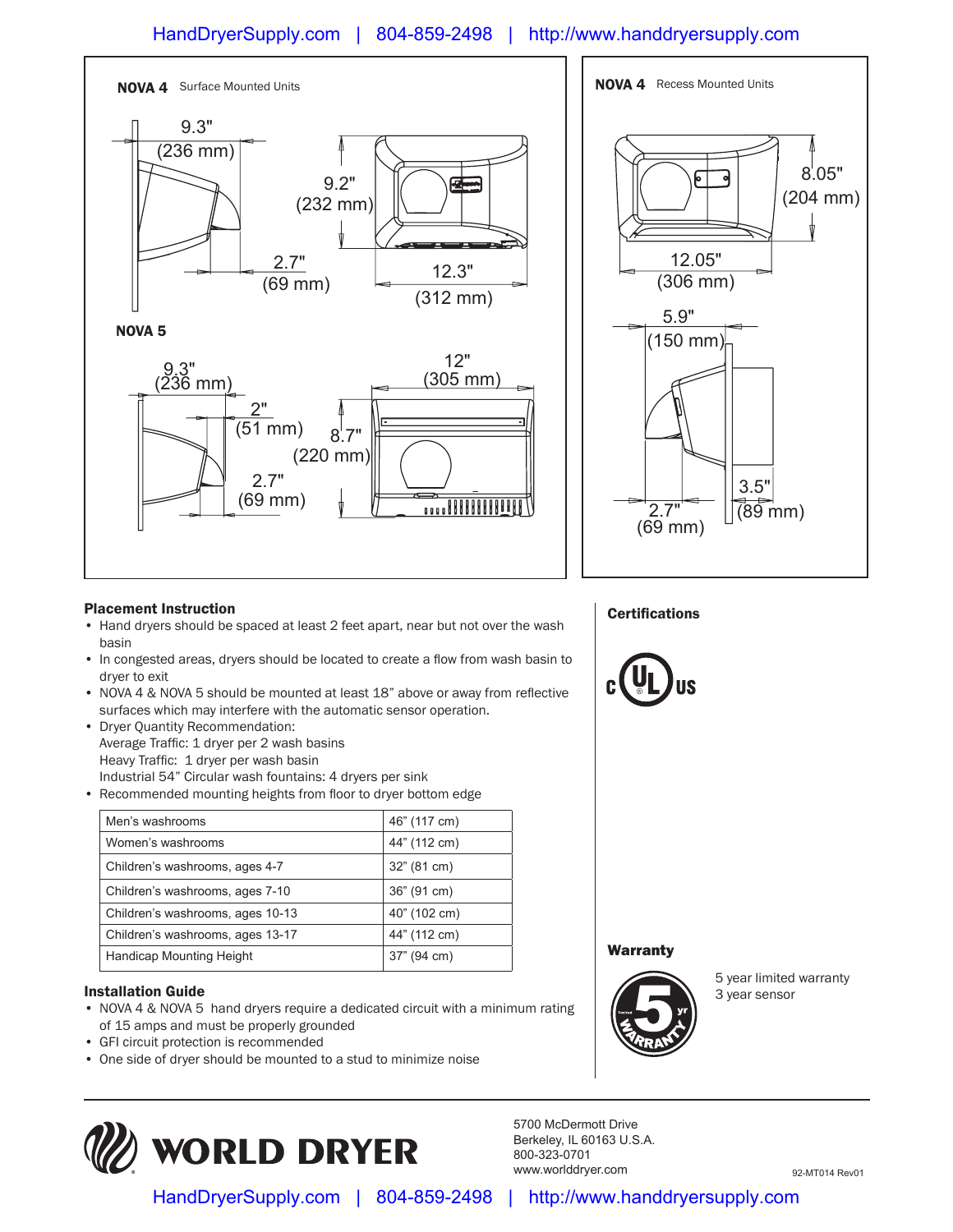## NOVA 4 Surface Mounted Units

9.3"
(236 mm)
9.2"
(232 mm)
2.7"
(69 mm)
12.3"
(312 mm)

## NOVA 5

9.3"
(236 mm)
12"
(305 mm)
2"
(51 mm)
8.7"
(220 mm)
2.7"
(69 mm)

## NOVA 4 Recess Mounted Units

8.05"
(204 mm)
12.05"
(306 mm)
5.9"
(150 mm)
3.5"
(89 mm)
2.7"
(69 mm)

### Placement Instruction

- Hand dryers should be spaced at least 2 feet apart, near but not over the wash basin
- In congested areas, dryers should be located to create a flow from wash basin to dryer to exit
- NOVA 4 & NOVA 5 should be mounted at least 18" above or away from reflective surfaces which may interfere with the automatic sensor operation.
- Dryer Quantity Recommendation:
  Average Traffic: 1 dryer per 2 wash basins
  Heavy Traffic: 1 dryer per wash basin
  Industrial 54" Circular wash fountains: 4 dryers per sink
- Recommended mounting heights from floor to dryer bottom edge

| | |
|---|---|
| Men's washrooms | 46" (117 cm) |
| Women's washrooms | 44" (112 cm) |
| Children's washrooms, ages 4-7 | 32" (81 cm) |
| Children's washrooms, ages 7-10 | 36" (91 cm) |
| Children's washrooms, ages 10-13 | 40" (102 cm) |
| Children's washrooms, ages 13-17 | 44" (112 cm) |
| Handicap Mounting Height | 37" (94 cm) |

### Installation Guide

- NOVA 4 & NOVA 5 hand dryers require a dedicated circuit with a minimum rating of 15 amps and must be properly grounded
- GFI circuit protection is recommended
- One side of dryer should be mounted to a stud to minimize noise

### Certifications

c UL US

### Warranty

5 year limited warranty
3 year sensor

WORLD DRYER

5700 McDermott Drive
Berkeley, IL 60163 U.S.A.
800-323-0701
www.worlddryer.com

92-MT014 Rev01